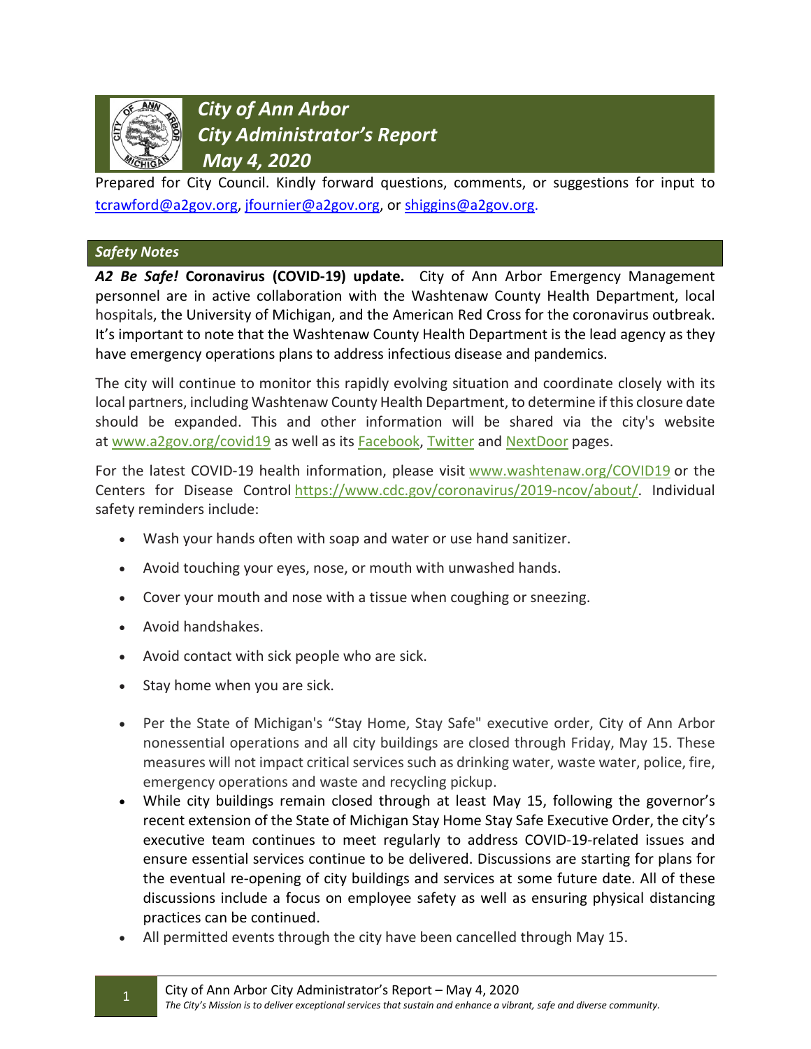# *City of Ann Arbor*
# *City Administrator's Report*
# *May 4, 2020*

Prepared for City Council. Kindly forward questions, comments, or suggestions for input to tcrawford@a2gov.org, jfournier@a2gov.org, or shiggins@a2gov.org.

## *Safety Notes*

***A2 Be Safe!* Coronavirus (COVID-19) update.** City of Ann Arbor Emergency Management personnel are in active collaboration with the Washtenaw County Health Department, local hospitals, the University of Michigan, and the American Red Cross for the coronavirus outbreak. It's important to note that the Washtenaw County Health Department is the lead agency as they have emergency operations plans to address infectious disease and pandemics.

The city will continue to monitor this rapidly evolving situation and coordinate closely with its local partners, including Washtenaw County Health Department, to determine if this closure date should be expanded. This and other information will be shared via the city's website at www.a2gov.org/covid19 as well as its Facebook, Twitter and NextDoor pages.

For the latest COVID-19 health information, please visit www.washtenaw.org/COVID19 or the Centers for Disease Control https://www.cdc.gov/coronavirus/2019-ncov/about/. Individual safety reminders include:

- Wash your hands often with soap and water or use hand sanitizer.
- Avoid touching your eyes, nose, or mouth with unwashed hands.
- Cover your mouth and nose with a tissue when coughing or sneezing.
- Avoid handshakes.
- Avoid contact with sick people who are sick.
- Stay home when you are sick.
- Per the State of Michigan's "Stay Home, Stay Safe" executive order, City of Ann Arbor nonessential operations and all city buildings are closed through Friday, May 15. These measures will not impact critical services such as drinking water, waste water, police, fire, emergency operations and waste and recycling pickup.
- While city buildings remain closed through at least May 15, following the governor's recent extension of the State of Michigan Stay Home Stay Safe Executive Order, the city's executive team continues to meet regularly to address COVID-19-related issues and ensure essential services continue to be delivered. Discussions are starting for plans for the eventual re-opening of city buildings and services at some future date. All of these discussions include a focus on employee safety as well as ensuring physical distancing practices can be continued.
- All permitted events through the city have been cancelled through May 15.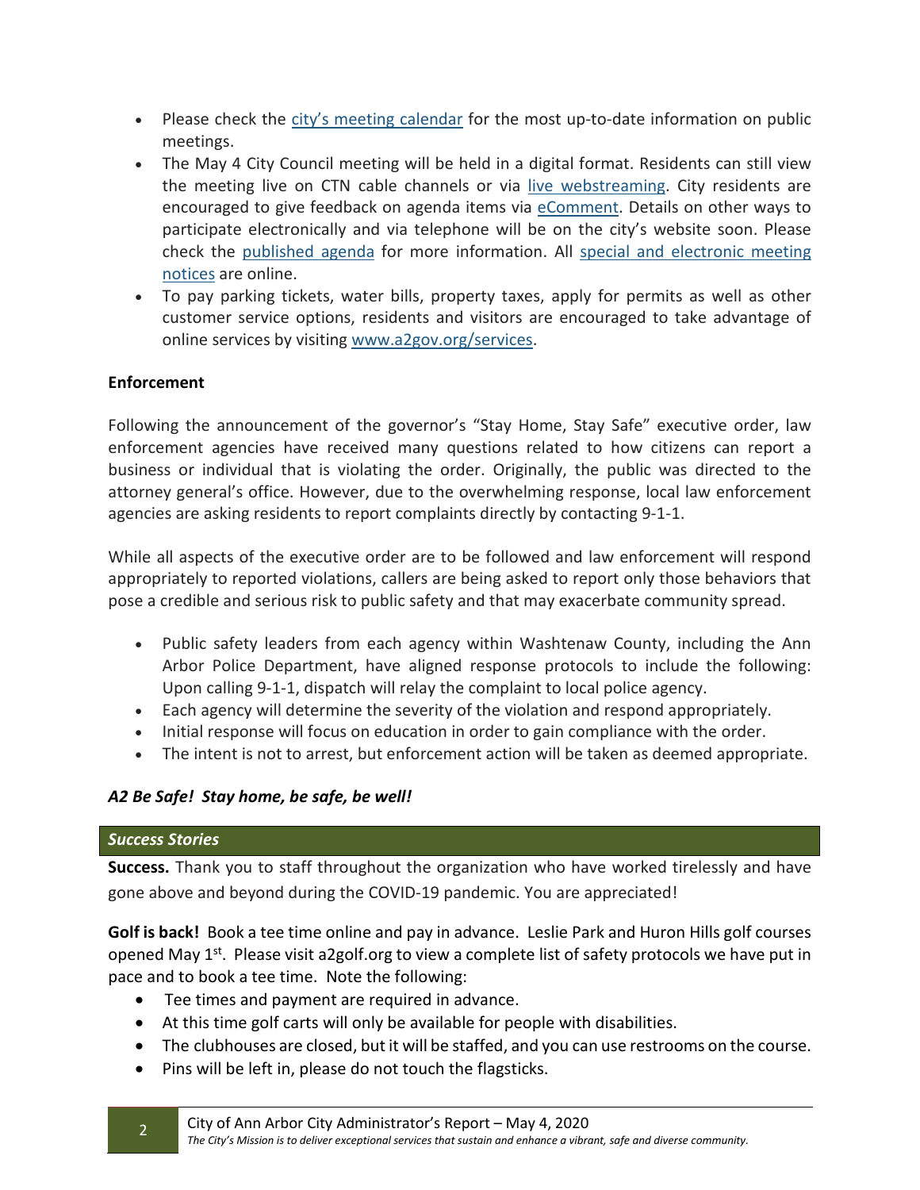- Please check the [city's meeting calendar]() for the most up-to-date information on public meetings.
- The May 4 City Council meeting will be held in a digital format. Residents can still view the meeting live on CTN cable channels or via [live webstreaming](). City residents are encouraged to give feedback on agenda items via [eComment](). Details on other ways to participate electronically and via telephone will be on the city's website soon. Please check the [published agenda]() for more information. All [special and electronic meeting notices]() are online.
- To pay parking tickets, water bills, property taxes, apply for permits as well as other customer service options, residents and visitors are encouraged to take advantage of online services by visiting [www.a2gov.org/services]().

**Enforcement**

Following the announcement of the governor's "Stay Home, Stay Safe" executive order, law enforcement agencies have received many questions related to how citizens can report a business or individual that is violating the order. Originally, the public was directed to the attorney general's office. However, due to the overwhelming response, local law enforcement agencies are asking residents to report complaints directly by contacting 9-1-1.

While all aspects of the executive order are to be followed and law enforcement will respond appropriately to reported violations, callers are being asked to report only those behaviors that pose a credible and serious risk to public safety and that may exacerbate community spread.

- Public safety leaders from each agency within Washtenaw County, including the Ann Arbor Police Department, have aligned response protocols to include the following: Upon calling 9-1-1, dispatch will relay the complaint to local police agency.
- Each agency will determine the severity of the violation and respond appropriately.
- Initial response will focus on education in order to gain compliance with the order.
- The intent is not to arrest, but enforcement action will be taken as deemed appropriate.

***A2 Be Safe! Stay home, be safe, be well!***

## *Success Stories*

**Success.** Thank you to staff throughout the organization who have worked tirelessly and have gone above and beyond during the COVID-19 pandemic. You are appreciated!

**Golf is back!** Book a tee time online and pay in advance. Leslie Park and Huron Hills golf courses opened May 1st. Please visit a2golf.org to view a complete list of safety protocols we have put in pace and to book a tee time. Note the following:

- Tee times and payment are required in advance.
- At this time golf carts will only be available for people with disabilities.
- The clubhouses are closed, but it will be staffed, and you can use restrooms on the course.
- Pins will be left in, please do not touch the flagsticks.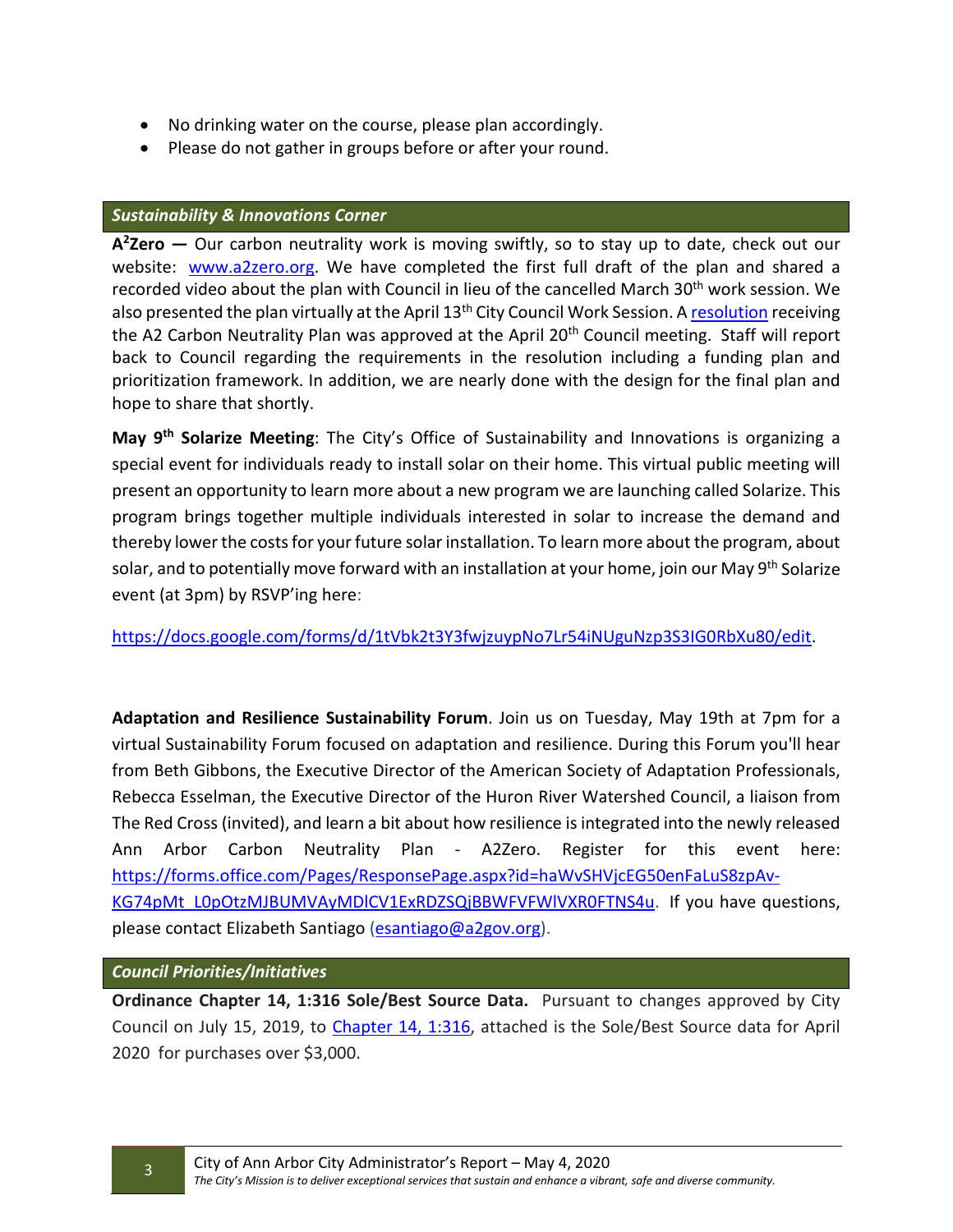- No drinking water on the course, please plan accordingly.
- Please do not gather in groups before or after your round.

### *Sustainability & Innovations Corner*

**A²Zero —** Our carbon neutrality work is moving swiftly, so to stay up to date, check out our website: www.a2zero.org. We have completed the first full draft of the plan and shared a recorded video about the plan with Council in lieu of the cancelled March 30th work session. We also presented the plan virtually at the April 13th City Council Work Session. A resolution receiving the A2 Carbon Neutrality Plan was approved at the April 20th Council meeting. Staff will report back to Council regarding the requirements in the resolution including a funding plan and prioritization framework. In addition, we are nearly done with the design for the final plan and hope to share that shortly.

**May 9th Solarize Meeting**: The City's Office of Sustainability and Innovations is organizing a special event for individuals ready to install solar on their home. This virtual public meeting will present an opportunity to learn more about a new program we are launching called Solarize. This program brings together multiple individuals interested in solar to increase the demand and thereby lower the costs for your future solar installation. To learn more about the program, about solar, and to potentially move forward with an installation at your home, join our May 9th Solarize event (at 3pm) by RSVP'ing here:

https://docs.google.com/forms/d/1tVbk2t3Y3fwjzuypNo7Lr54iNUguNzp3S3IG0RbXu80/edit.

**Adaptation and Resilience Sustainability Forum**. Join us on Tuesday, May 19th at 7pm for a virtual Sustainability Forum focused on adaptation and resilience. During this Forum you'll hear from Beth Gibbons, the Executive Director of the American Society of Adaptation Professionals, Rebecca Esselman, the Executive Director of the Huron River Watershed Council, a liaison from The Red Cross (invited), and learn a bit about how resilience is integrated into the newly released Ann Arbor Carbon Neutrality Plan - A2Zero. Register for this event here: https://forms.office.com/Pages/ResponsePage.aspx?id=haWvSHVjcEG50enFaLuS8zpAv-KG74pMt_L0pOtzMJBUMVAyMDlCV1ExRDZSQjBBWFVFWlVXR0FTNS4u. If you have questions, please contact Elizabeth Santiago (esantiago@a2gov.org).

### *Council Priorities/Initiatives*

**Ordinance Chapter 14, 1:316 Sole/Best Source Data.** Pursuant to changes approved by City Council on July 15, 2019, to Chapter 14, 1:316, attached is the Sole/Best Source data for April 2020 for purchases over $3,000.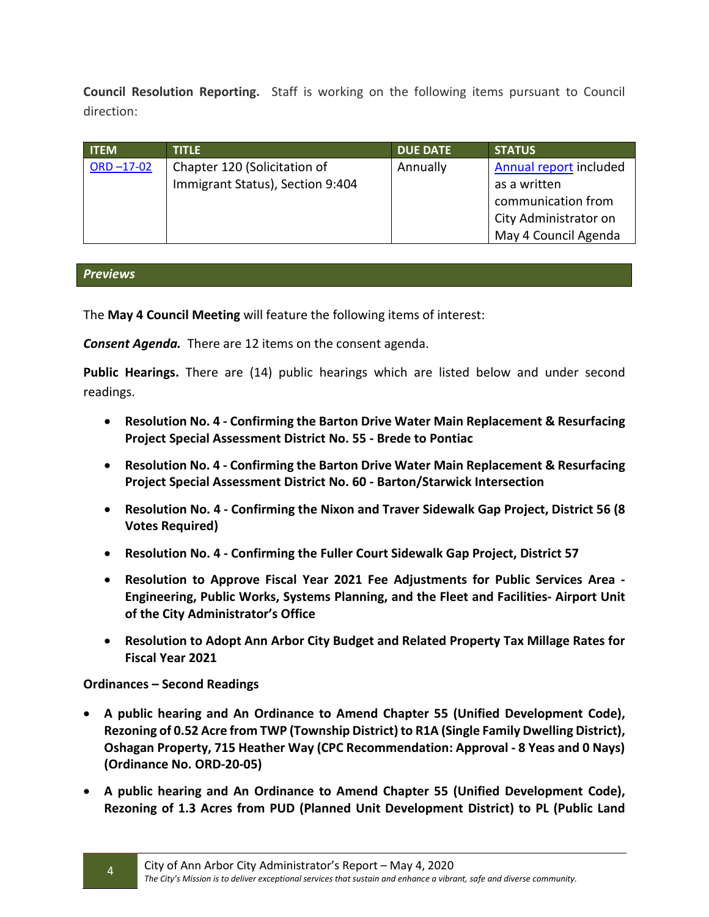**Council Resolution Reporting.** Staff is working on the following items pursuant to Council direction:

| ITEM | TITLE | DUE DATE | STATUS |
|---|---|---|---|
| ORD –17-02 | Chapter 120 (Solicitation of Immigrant Status), Section 9:404 | Annually | Annual report included as a written communication from City Administrator on May 4 Council Agenda |

## *Previews*

The **May 4 Council Meeting** will feature the following items of interest:

***Consent Agenda.*** There are 12 items on the consent agenda.

**Public Hearings.** There are (14) public hearings which are listed below and under second readings.

- **Resolution No. 4 - Confirming the Barton Drive Water Main Replacement & Resurfacing Project Special Assessment District No. 55 - Brede to Pontiac**
- **Resolution No. 4 - Confirming the Barton Drive Water Main Replacement & Resurfacing Project Special Assessment District No. 60 - Barton/Starwick Intersection**
- **Resolution No. 4 - Confirming the Nixon and Traver Sidewalk Gap Project, District 56 (8 Votes Required)**
- **Resolution No. 4 - Confirming the Fuller Court Sidewalk Gap Project, District 57**
- **Resolution to Approve Fiscal Year 2021 Fee Adjustments for Public Services Area - Engineering, Public Works, Systems Planning, and the Fleet and Facilities- Airport Unit of the City Administrator's Office**
- **Resolution to Adopt Ann Arbor City Budget and Related Property Tax Millage Rates for Fiscal Year 2021**

**Ordinances – Second Readings**

- **A public hearing and An Ordinance to Amend Chapter 55 (Unified Development Code), Rezoning of 0.52 Acre from TWP (Township District) to R1A (Single Family Dwelling District), Oshagan Property, 715 Heather Way (CPC Recommendation: Approval - 8 Yeas and 0 Nays) (Ordinance No. ORD-20-05)**
- **A public hearing and An Ordinance to Amend Chapter 55 (Unified Development Code), Rezoning of 1.3 Acres from PUD (Planned Unit Development District) to PL (Public Land**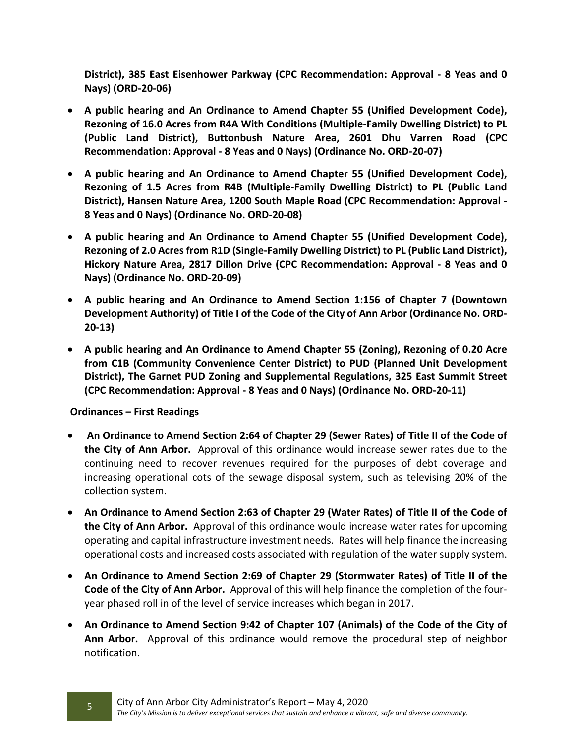**District), 385 East Eisenhower Parkway (CPC Recommendation: Approval - 8 Yeas and 0 Nays) (ORD-20-06)**

- **A public hearing and An Ordinance to Amend Chapter 55 (Unified Development Code), Rezoning of 16.0 Acres from R4A With Conditions (Multiple-Family Dwelling District) to PL (Public Land District), Buttonbush Nature Area, 2601 Dhu Varren Road (CPC Recommendation: Approval - 8 Yeas and 0 Nays) (Ordinance No. ORD-20-07)**
- **A public hearing and An Ordinance to Amend Chapter 55 (Unified Development Code), Rezoning of 1.5 Acres from R4B (Multiple-Family Dwelling District) to PL (Public Land District), Hansen Nature Area, 1200 South Maple Road (CPC Recommendation: Approval - 8 Yeas and 0 Nays) (Ordinance No. ORD-20-08)**
- **A public hearing and An Ordinance to Amend Chapter 55 (Unified Development Code), Rezoning of 2.0 Acres from R1D (Single-Family Dwelling District) to PL (Public Land District), Hickory Nature Area, 2817 Dillon Drive (CPC Recommendation: Approval - 8 Yeas and 0 Nays) (Ordinance No. ORD-20-09)**
- **A public hearing and An Ordinance to Amend Section 1:156 of Chapter 7 (Downtown Development Authority) of Title I of the Code of the City of Ann Arbor (Ordinance No. ORD-20-13)**
- **A public hearing and An Ordinance to Amend Chapter 55 (Zoning), Rezoning of 0.20 Acre from C1B (Community Convenience Center District) to PUD (Planned Unit Development District), The Garnet PUD Zoning and Supplemental Regulations, 325 East Summit Street (CPC Recommendation: Approval - 8 Yeas and 0 Nays) (Ordinance No. ORD-20-11)**

**Ordinances – First Readings**

- **An Ordinance to Amend Section 2:64 of Chapter 29 (Sewer Rates) of Title II of the Code of the City of Ann Arbor.** Approval of this ordinance would increase sewer rates due to the continuing need to recover revenues required for the purposes of debt coverage and increasing operational cots of the sewage disposal system, such as televising 20% of the collection system.
- **An Ordinance to Amend Section 2:63 of Chapter 29 (Water Rates) of Title II of the Code of the City of Ann Arbor.** Approval of this ordinance would increase water rates for upcoming operating and capital infrastructure investment needs. Rates will help finance the increasing operational costs and increased costs associated with regulation of the water supply system.
- **An Ordinance to Amend Section 2:69 of Chapter 29 (Stormwater Rates) of Title II of the Code of the City of Ann Arbor.** Approval of this will help finance the completion of the four-year phased roll in of the level of service increases which began in 2017.
- **An Ordinance to Amend Section 9:42 of Chapter 107 (Animals) of the Code of the City of Ann Arbor.** Approval of this ordinance would remove the procedural step of neighbor notification.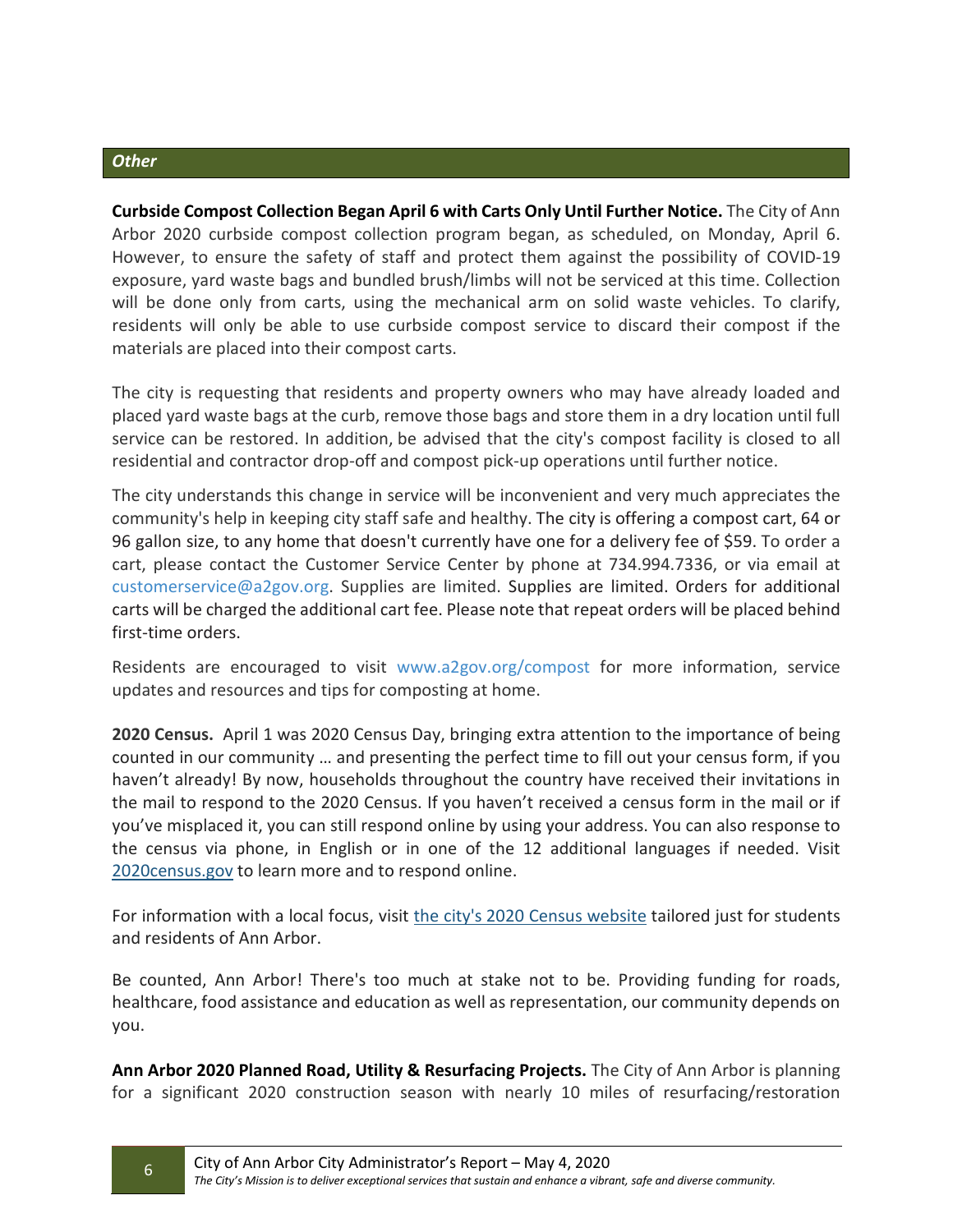## *Other*

**Curbside Compost Collection Began April 6 with Carts Only Until Further Notice.** The City of Ann Arbor 2020 curbside compost collection program began, as scheduled, on Monday, April 6. However, to ensure the safety of staff and protect them against the possibility of COVID-19 exposure, yard waste bags and bundled brush/limbs will not be serviced at this time. Collection will be done only from carts, using the mechanical arm on solid waste vehicles. To clarify, residents will only be able to use curbside compost service to discard their compost if the materials are placed into their compost carts.

The city is requesting that residents and property owners who may have already loaded and placed yard waste bags at the curb, remove those bags and store them in a dry location until full service can be restored. In addition, be advised that the city's compost facility is closed to all residential and contractor drop-off and compost pick-up operations until further notice.

The city understands this change in service will be inconvenient and very much appreciates the community's help in keeping city staff safe and healthy. The city is offering a compost cart, 64 or 96 gallon size, to any home that doesn't currently have one for a delivery fee of $59. To order a cart, please contact the Customer Service Center by phone at 734.994.7336, or via email at customerservice@a2gov.org. Supplies are limited. Supplies are limited. Orders for additional carts will be charged the additional cart fee. Please note that repeat orders will be placed behind first-time orders.

Residents are encouraged to visit www.a2gov.org/compost for more information, service updates and resources and tips for composting at home.

**2020 Census.** April 1 was 2020 Census Day, bringing extra attention to the importance of being counted in our community … and presenting the perfect time to fill out your census form, if you haven't already! By now, households throughout the country have received their invitations in the mail to respond to the 2020 Census. If you haven't received a census form in the mail or if you've misplaced it, you can still respond online by using your address. You can also response to the census via phone, in English or in one of the 12 additional languages if needed. Visit 2020census.gov to learn more and to respond online.

For information with a local focus, visit the city's 2020 Census website tailored just for students and residents of Ann Arbor.

Be counted, Ann Arbor! There's too much at stake not to be. Providing funding for roads, healthcare, food assistance and education as well as representation, our community depends on you.

**Ann Arbor 2020 Planned Road, Utility & Resurfacing Projects.** The City of Ann Arbor is planning for a significant 2020 construction season with nearly 10 miles of resurfacing/restoration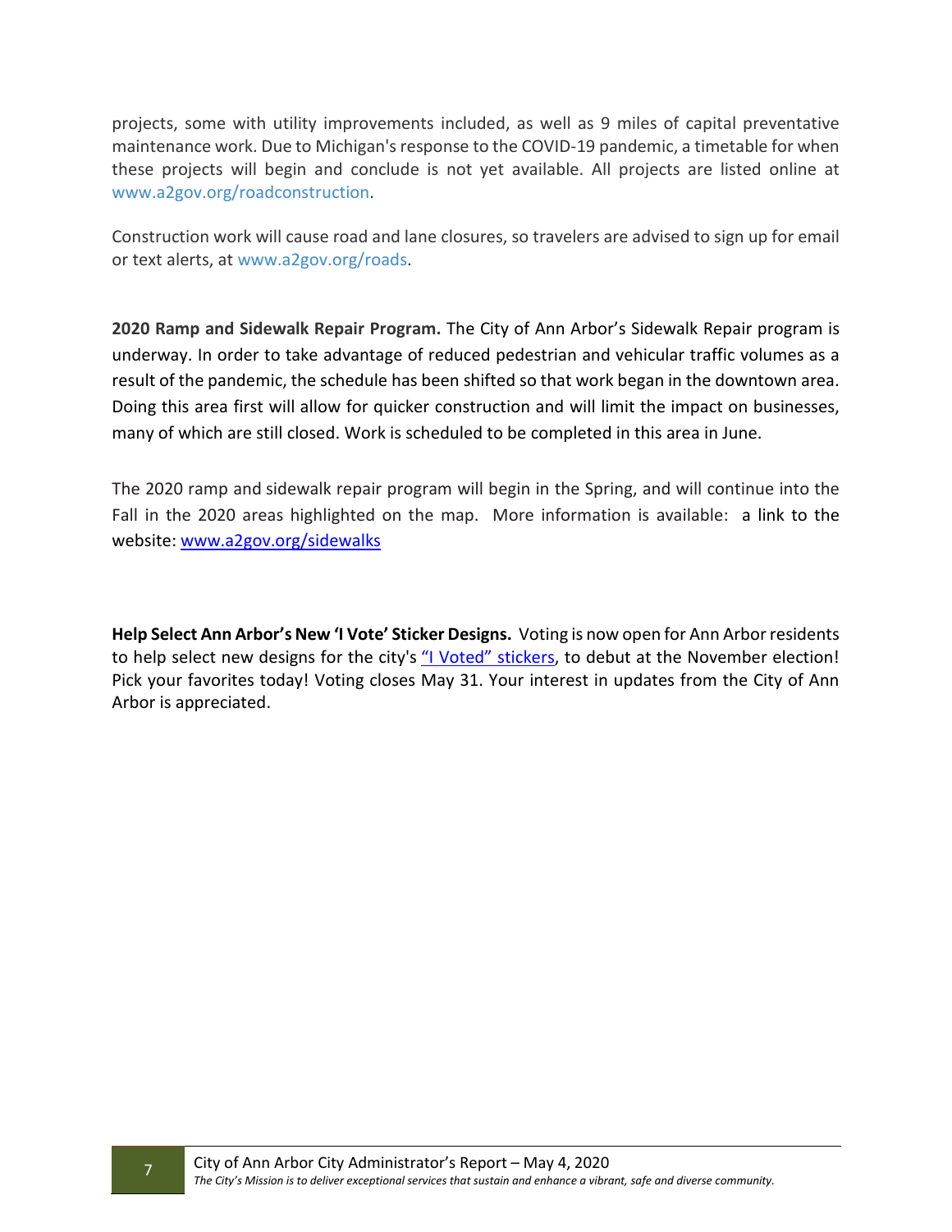projects, some with utility improvements included, as well as 9 miles of capital preventative maintenance work. Due to Michigan's response to the COVID-19 pandemic, a timetable for when these projects will begin and conclude is not yet available. All projects are listed online at www.a2gov.org/roadconstruction.

Construction work will cause road and lane closures, so travelers are advised to sign up for email or text alerts, at www.a2gov.org/roads.

**2020 Ramp and Sidewalk Repair Program.** The City of Ann Arbor's Sidewalk Repair program is underway. In order to take advantage of reduced pedestrian and vehicular traffic volumes as a result of the pandemic, the schedule has been shifted so that work began in the downtown area. Doing this area first will allow for quicker construction and will limit the impact on businesses, many of which are still closed. Work is scheduled to be completed in this area in June.

The 2020 ramp and sidewalk repair program will begin in the Spring, and will continue into the Fall in the 2020 areas highlighted on the map. More information is available: a link to the website: www.a2gov.org/sidewalks

**Help Select Ann Arbor's New 'I Vote' Sticker Designs.** Voting is now open for Ann Arbor residents to help select new designs for the city's "I Voted" stickers, to debut at the November election! Pick your favorites today! Voting closes May 31. Your interest in updates from the City of Ann Arbor is appreciated.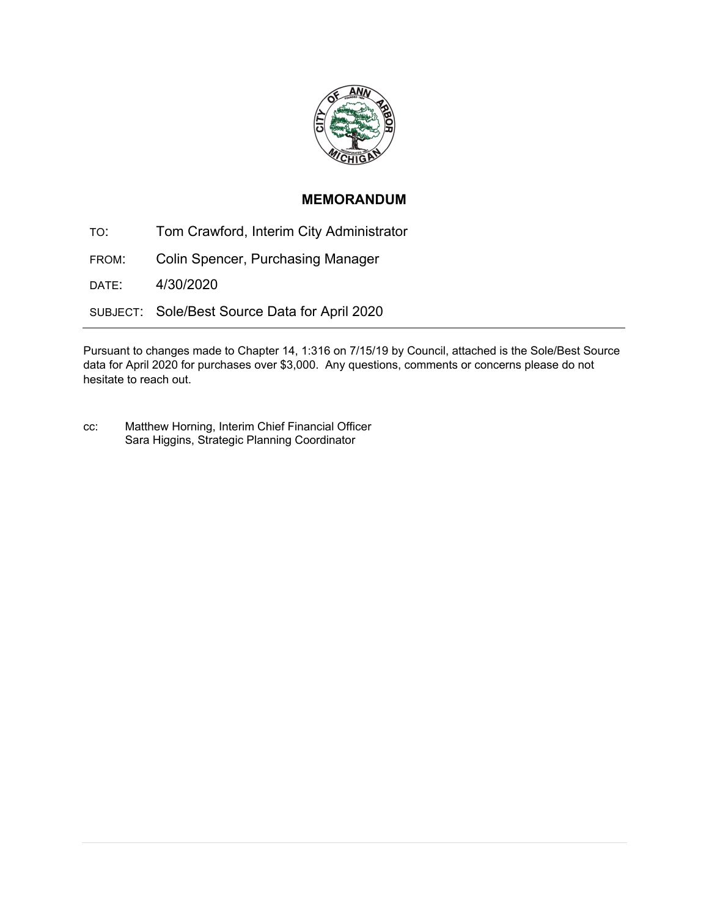## MEMORANDUM

TO: Tom Crawford, Interim City Administrator

FROM: Colin Spencer, Purchasing Manager

DATE: 4/30/2020

SUBJECT: Sole/Best Source Data for April 2020

---

Pursuant to changes made to Chapter 14, 1:316 on 7/15/19 by Council, attached is the Sole/Best Source data for April 2020 for purchases over $3,000. Any questions, comments or concerns please do not hesitate to reach out.

cc: Matthew Horning, Interim Chief Financial Officer
Sara Higgins, Strategic Planning Coordinator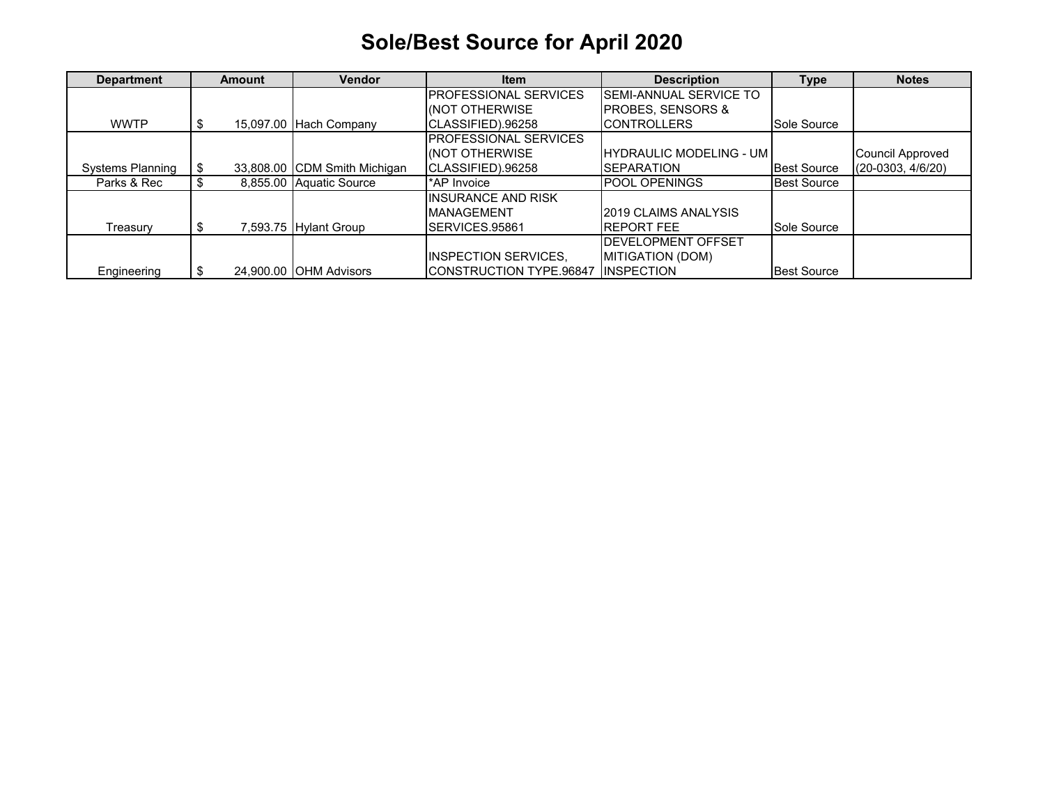# Sole/Best Source for April 2020

| Department | Amount | Vendor | Item | Description | Type | Notes |
| --- | --- | --- | --- | --- | --- | --- |
| WWTP | $ 15,097.00 | Hach Company | PROFESSIONAL SERVICES (NOT OTHERWISE CLASSIFIED).96258 | SEMI-ANNUAL SERVICE TO PROBES, SENSORS & CONTROLLERS | Sole Source | |
| Systems Planning | $ 33,808.00 | CDM Smith Michigan | PROFESSIONAL SERVICES (NOT OTHERWISE CLASSIFIED).96258 | HYDRAULIC MODELING - UM SEPARATION | Best Source | Council Approved (20-0303, 4/6/20) |
| Parks & Rec | $ 8,855.00 | Aquatic Source | *AP Invoice | POOL OPENINGS | Best Source | |
| Treasury | $ 7,593.75 | Hylant Group | INSURANCE AND RISK MANAGEMENT SERVICES.95861 | 2019 CLAIMS ANALYSIS REPORT FEE | Sole Source | |
| Engineering | $ 24,900.00 | OHM Advisors | INSPECTION SERVICES, CONSTRUCTION TYPE.96847 | DEVELOPMENT OFFSET MITIGATION (DOM) INSPECTION | Best Source | |